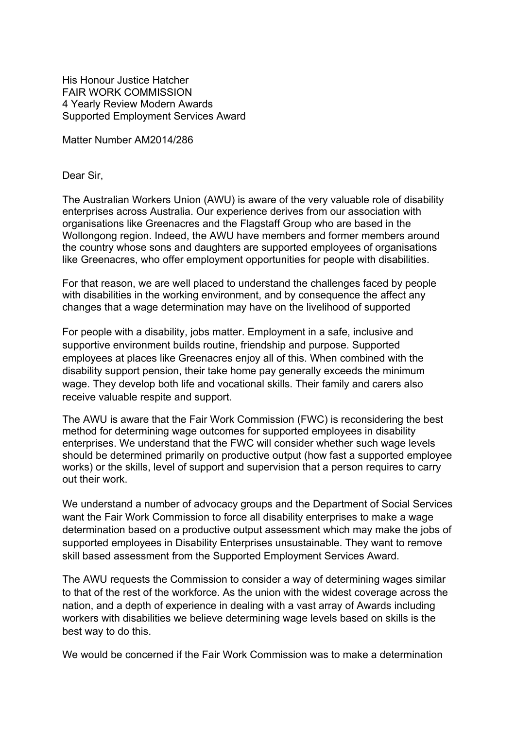His Honour Justice Hatcher
FAIR WORK COMMISSION
4 Yearly Review Modern Awards
Supported Employment Services Award

Matter Number AM2014/286

Dear Sir,

The Australian Workers Union (AWU) is aware of the very valuable role of disability enterprises across Australia. Our experience derives from our association with organisations like Greenacres and the Flagstaff Group who are based in the Wollongong region. Indeed, the AWU have members and former members around the country whose sons and daughters are supported employees of organisations like Greenacres, who offer employment opportunities for people with disabilities.

For that reason, we are well placed to understand the challenges faced by people with disabilities in the working environment, and by consequence the affect any changes that a wage determination may have on the livelihood of supported

For people with a disability, jobs matter. Employment in a safe, inclusive and supportive environment builds routine, friendship and purpose. Supported employees at places like Greenacres enjoy all of this. When combined with the disability support pension, their take home pay generally exceeds the minimum wage. They develop both life and vocational skills. Their family and carers also receive valuable respite and support.

The AWU is aware that the Fair Work Commission (FWC) is reconsidering the best method for determining wage outcomes for supported employees in disability enterprises. We understand that the FWC will consider whether such wage levels should be determined primarily on productive output (how fast a supported employee works) or the skills, level of support and supervision that a person requires to carry out their work.

We understand a number of advocacy groups and the Department of Social Services want the Fair Work Commission to force all disability enterprises to make a wage determination based on a productive output assessment which may make the jobs of supported employees in Disability Enterprises unsustainable. They want to remove skill based assessment from the Supported Employment Services Award.

The AWU requests the Commission to consider a way of determining wages similar to that of the rest of the workforce. As the union with the widest coverage across the nation, and a depth of experience in dealing with a vast array of Awards including workers with disabilities we believe determining wage levels based on skills is the best way to do this.

We would be concerned if the Fair Work Commission was to make a determination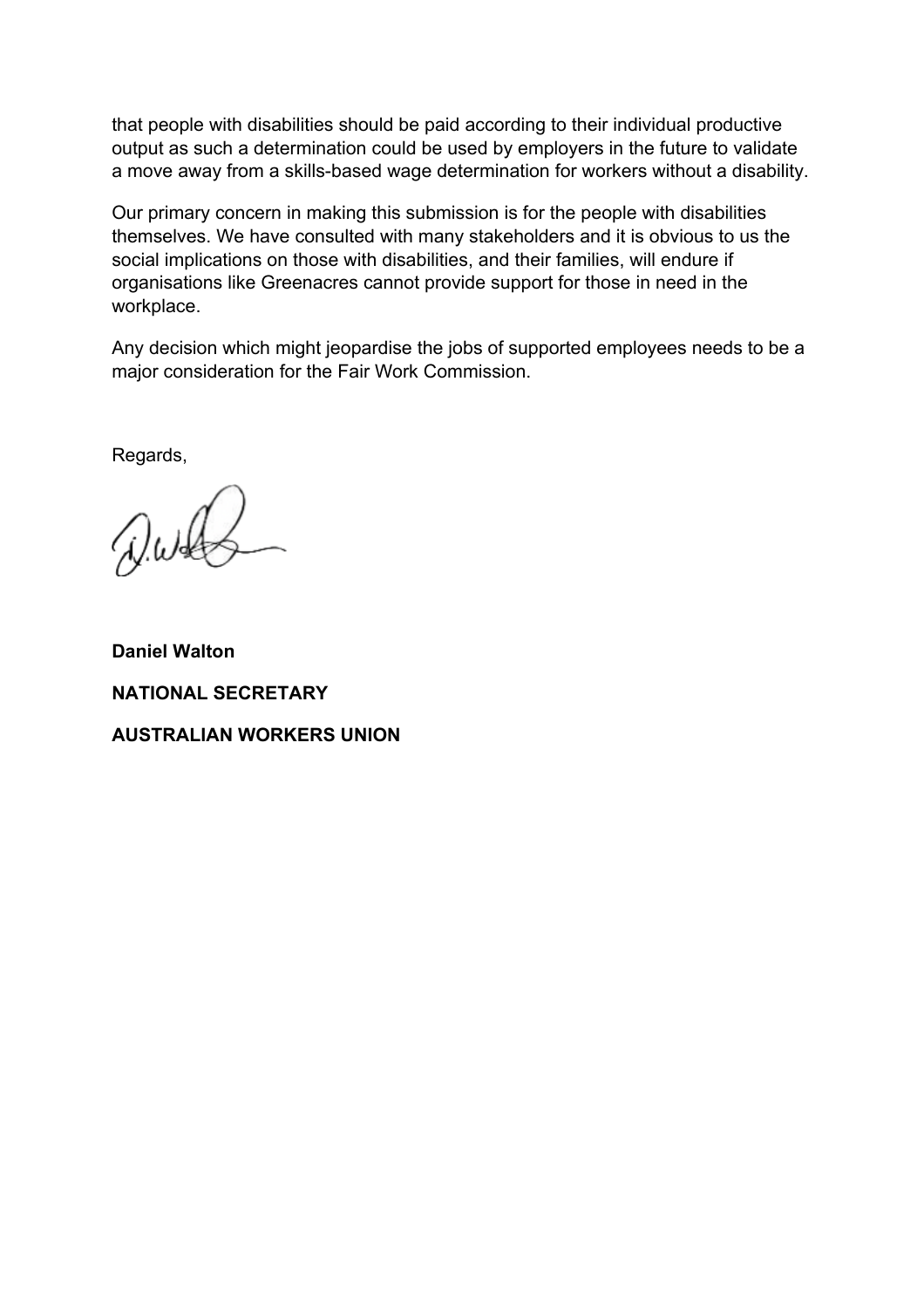that people with disabilities should be paid according to their individual productive output as such a determination could be used by employers in the future to validate a move away from a skills-based wage determination for workers without a disability.

Our primary concern in making this submission is for the people with disabilities themselves. We have consulted with many stakeholders and it is obvious to us the social implications on those with disabilities, and their families, will endure if organisations like Greenacres cannot provide support for those in need in the workplace.

Any decision which might jeopardise the jobs of supported employees needs to be a major consideration for the Fair Work Commission.

Regards,

**Daniel Walton**

**NATIONAL SECRETARY**

**AUSTRALIAN WORKERS UNION**